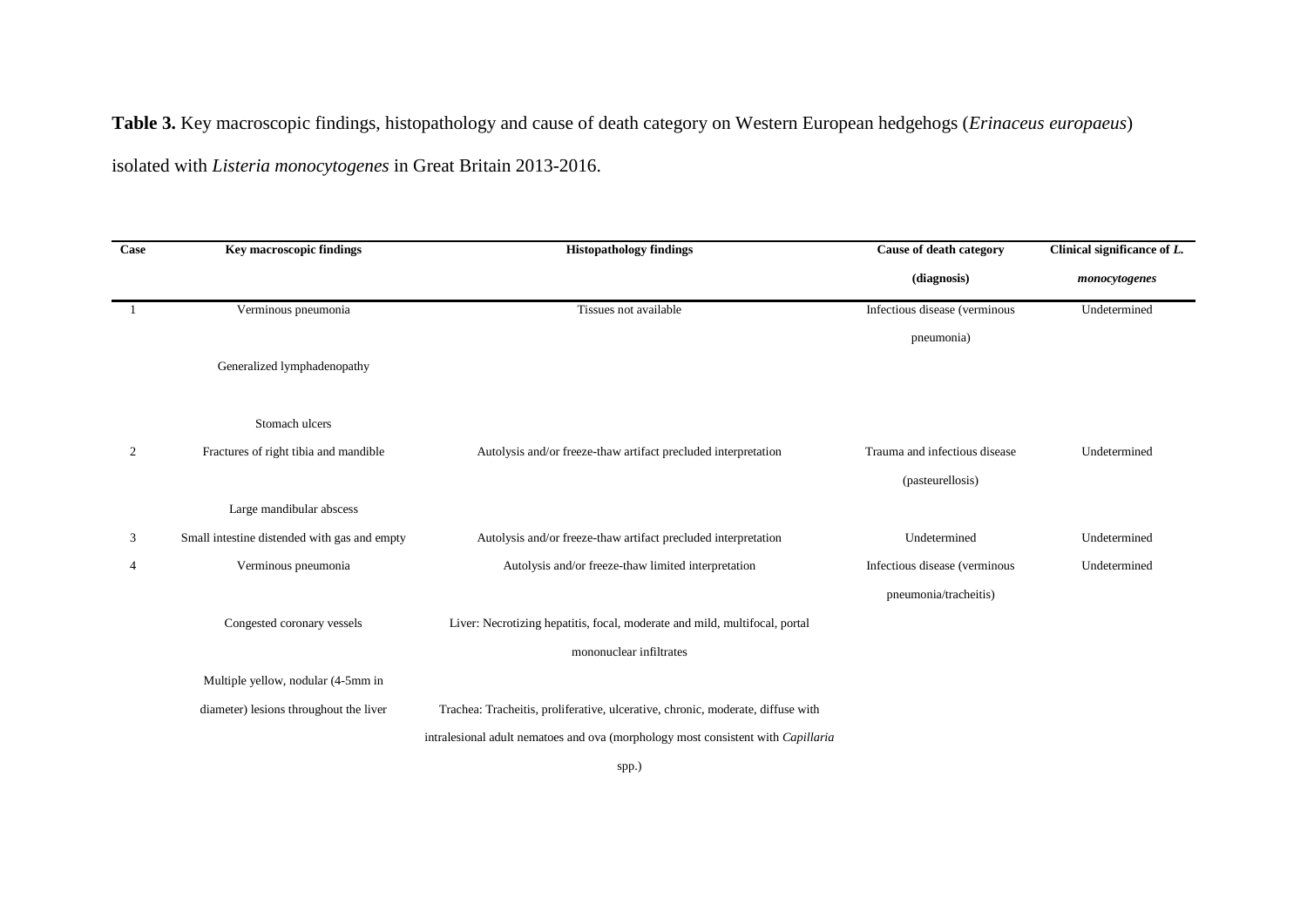**Table 3.** Key macroscopic findings, histopathology and cause of death category on Western European hedgehogs (*Erinaceus europaeus*) isolated with *Listeria monocytogenes* in Great Britain 2013-2016.

| Case | Key macroscopic findings | Histopathology findings | Cause of death category (diagnosis) | Clinical significance of *L. monocytogenes* |
|---|---|---|---|---|
| 1 | Verminous pneumonia<br><br>Generalized lymphadenopathy<br><br>Stomach ulcers | Tissues not available | Infectious disease (verminous pneumonia) | Undetermined |
| 2 | Fractures of right tibia and mandible<br><br>Large mandibular abscess | Autolysis and/or freeze-thaw artifact precluded interpretation | Trauma and infectious disease (pasteurellosis) | Undetermined |
| 3 | Small intestine distended with gas and empty | Autolysis and/or freeze-thaw artifact precluded interpretation | Undetermined | Undetermined |
| 4 | Verminous pneumonia<br><br>Congested coronary vessels<br><br>Multiple yellow, nodular (4-5mm in diameter) lesions throughout the liver | Autolysis and/or freeze-thaw limited interpretation<br><br>Liver: Necrotizing hepatitis, focal, moderate and mild, multifocal, portal mononuclear infiltrates<br><br>Trachea: Tracheitis, proliferative, ulcerative, chronic, moderate, diffuse with intralesional adult nematoes and ova (morphology most consistent with *Capillaria* spp.) | Infectious disease (verminous pneumonia/tracheitis) | Undetermined |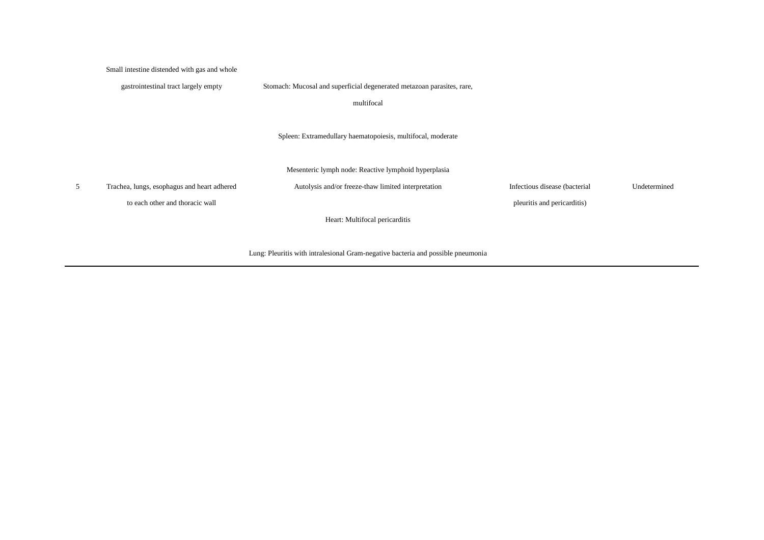| | | | | |
|---|---|---|---|---|
| | Small intestine distended with gas and whole gastrointestinal tract largely empty | Stomach: Mucosal and superficial degenerated metazoan parasites, rare, multifocal | | |
| | | Spleen: Extramedullary haematopoiesis, multifocal, moderate | | |
| | | Mesenteric lymph node: Reactive lymphoid hyperplasia | | |
| 5 | Trachea, lungs, esophagus and heart adhered to each other and thoracic wall | Autolysis and/or freeze-thaw limited interpretation | Infectious disease (bacterial pleuritis and pericarditis) | Undetermined |
| | | Heart: Multifocal pericarditis | | |
| | | Lung: Pleuritis with intralesional Gram-negative bacteria and possible pneumonia | | |